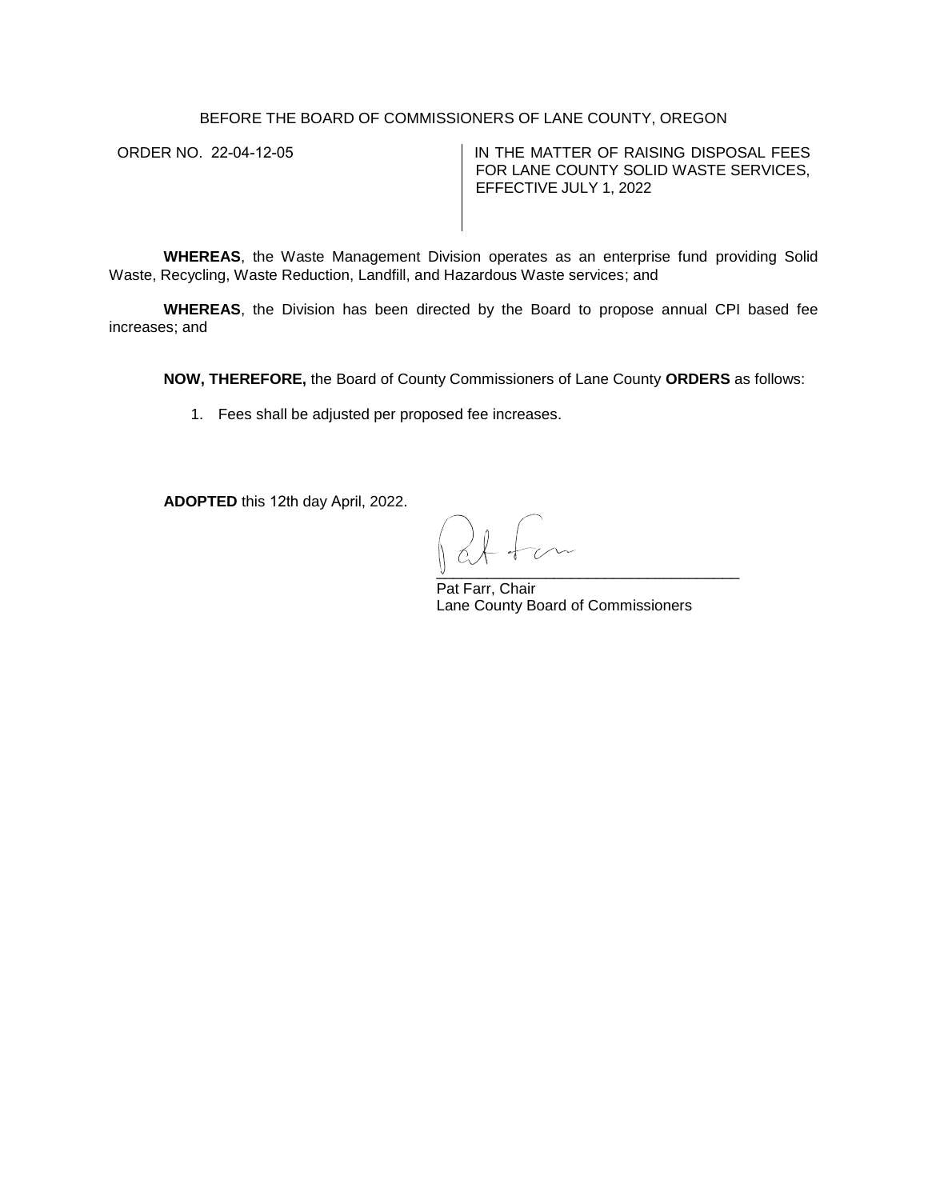BEFORE THE BOARD OF COMMISSIONERS OF LANE COUNTY, OREGON

| ORDER NO. 22-04-12-05 | IN THE MATTER OF RAISING DISPOSAL FEES FOR LANE COUNTY SOLID WASTE SERVICES, EFFECTIVE JULY 1, 2022 |
|---|---|

**WHEREAS**, the Waste Management Division operates as an enterprise fund providing Solid Waste, Recycling, Waste Reduction, Landfill, and Hazardous Waste services; and

**WHEREAS**, the Division has been directed by the Board to propose annual CPI based fee increases; and

**NOW, THEREFORE,** the Board of County Commissioners of Lane County **ORDERS** as follows:

1. Fees shall be adjusted per proposed fee increases.

**ADOPTED** this 12th day April, 2022.

Pat Farr, Chair
Lane County Board of Commissioners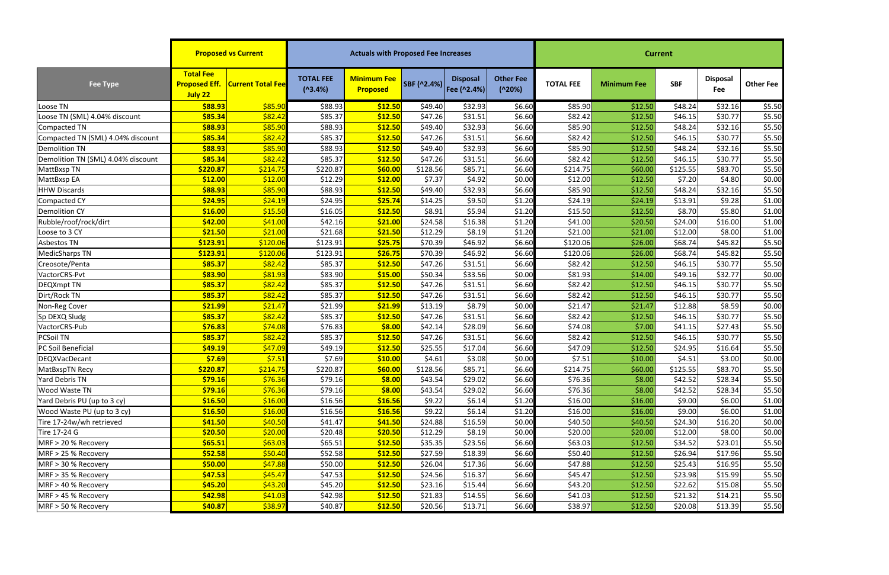| Fee Type | Proposed vs Current | | Actuals with Proposed Fee Increases | | | | | Current | | | | |
|---|---|---|---|---|---|---|---|---|---|---|---|---|
| | **Total Fee Proposed Eff. July 22** | **Current Total Fee** | **TOTAL FEE (^3.4%)** | **Minimum Fee Proposed** | **SBF (^2.4%)** | **Disposal Fee (^2.4%)** | **Other Fee (^20%)** | **TOTAL FEE** | **Minimum Fee** | **SBF** | **Disposal Fee** | **Other Fee** |
| Loose TN | **$88.93** | $85.90 | $88.93 | **$12.50** | $49.40 | $32.93 | $6.60 | $85.90 | $12.50 | $48.24 | $32.16 | $5.50 |
| Loose TN (SML) 4.04% discount | **$85.34** | $82.42 | $85.37 | **$12.50** | $47.26 | $31.51 | $6.60 | $82.42 | $12.50 | $46.15 | $30.77 | $5.50 |
| Compacted TN | **$88.93** | $85.90 | $88.93 | **$12.50** | $49.40 | $32.93 | $6.60 | $85.90 | $12.50 | $48.24 | $32.16 | $5.50 |
| Compacted TN (SML) 4.04% discount | **$85.34** | $82.42 | $85.37 | **$12.50** | $47.26 | $31.51 | $6.60 | $82.42 | $12.50 | $46.15 | $30.77 | $5.50 |
| Demolition TN | **$88.93** | $85.90 | $88.93 | **$12.50** | $49.40 | $32.93 | $6.60 | $85.90 | $12.50 | $48.24 | $32.16 | $5.50 |
| Demolition TN (SML) 4.04% discount | **$85.34** | $82.42 | $85.37 | **$12.50** | $47.26 | $31.51 | $6.60 | $82.42 | $12.50 | $46.15 | $30.77 | $5.50 |
| MattBxsp TN | **$220.87** | $214.75 | $220.87 | **$60.00** | $128.56 | $85.71 | $6.60 | $214.75 | $60.00 | $125.55 | $83.70 | $5.50 |
| MattBxsp EA | **$12.00** | $12.00 | $12.29 | **$12.00** | $7.37 | $4.92 | $0.00 | $12.00 | $12.50 | $7.20 | $4.80 | $0.00 |
| HHW Discards | **$88.93** | $85.90 | $88.93 | **$12.50** | $49.40 | $32.93 | $6.60 | $85.90 | $12.50 | $48.24 | $32.16 | $5.50 |
| Compacted CY | **$24.95** | $24.19 | $24.95 | **$25.74** | $14.25 | $9.50 | $1.20 | $24.19 | $24.19 | $13.91 | $9.28 | $1.00 |
| Demolition CY | **$16.00** | $15.50 | $16.05 | **$12.50** | $8.91 | $5.94 | $1.20 | $15.50 | $12.50 | $8.70 | $5.80 | $1.00 |
| Rubble/roof/rock/dirt | **$42.00** | $41.00 | $42.16 | **$21.00** | $24.58 | $16.38 | $1.20 | $41.00 | $20.50 | $24.00 | $16.00 | $1.00 |
| Loose to 3 CY | **$21.50** | $21.00 | $21.68 | **$21.50** | $12.29 | $8.19 | $1.20 | $21.00 | $21.00 | $12.00 | $8.00 | $1.00 |
| Asbestos TN | **$123.91** | $120.06 | $123.91 | **$25.75** | $70.39 | $46.92 | $6.60 | $120.06 | $26.00 | $68.74 | $45.82 | $5.50 |
| MedicSharps TN | **$123.91** | $120.06 | $123.91 | **$26.75** | $70.39 | $46.92 | $6.60 | $120.06 | $26.00 | $68.74 | $45.82 | $5.50 |
| Creosote/Penta | **$85.37** | $82.42 | $85.37 | **$12.50** | $47.26 | $31.51 | $6.60 | $82.42 | $12.50 | $46.15 | $30.77 | $5.50 |
| VactorCRS-Pvt | **$83.90** | $81.93 | $83.90 | **$15.00** | $50.34 | $33.56 | $0.00 | $81.93 | $14.00 | $49.16 | $32.77 | $0.00 |
| DEQXmpt TN | **$85.37** | $82.42 | $85.37 | **$12.50** | $47.26 | $31.51 | $6.60 | $82.42 | $12.50 | $46.15 | $30.77 | $5.50 |
| Dirt/Rock TN | **$85.37** | $82.42 | $85.37 | **$12.50** | $47.26 | $31.51 | $6.60 | $82.42 | $12.50 | $46.15 | $30.77 | $5.50 |
| Non-Reg Cover | **$21.99** | $21.47 | $21.99 | **$21.99** | $13.19 | $8.79 | $0.00 | $21.47 | $21.47 | $12.88 | $8.59 | $0.00 |
| Sp DEXQ Sludg | **$85.37** | $82.42 | $85.37 | **$12.50** | $47.26 | $31.51 | $6.60 | $82.42 | $12.50 | $46.15 | $30.77 | $5.50 |
| VactorCRS-Pub | **$76.83** | $74.08 | $76.83 | **$8.00** | $42.14 | $28.09 | $6.60 | $74.08 | $7.00 | $41.15 | $27.43 | $5.50 |
| PCSoil TN | **$85.37** | $82.42 | $85.37 | **$12.50** | $47.26 | $31.51 | $6.60 | $82.42 | $12.50 | $46.15 | $30.77 | $5.50 |
| PC Soil Beneficial | **$49.19** | $47.09 | $49.19 | **$12.50** | $25.55 | $17.04 | $6.60 | $47.09 | $12.50 | $24.95 | $16.64 | $5.50 |
| DEQXVacDecant | **$7.69** | $7.51 | $7.69 | **$10.00** | $4.61 | $3.08 | $0.00 | $7.51 | $10.00 | $4.51 | $3.00 | $0.00 |
| MatBxspTN Recy | **$220.87** | $214.75 | $220.87 | **$60.00** | $128.56 | $85.71 | $6.60 | $214.75 | $60.00 | $125.55 | $83.70 | $5.50 |
| Yard Debris TN | **$79.16** | $76.36 | $79.16 | **$8.00** | $43.54 | $29.02 | $6.60 | $76.36 | $8.00 | $42.52 | $28.34 | $5.50 |
| Wood Waste TN | **$79.16** | $76.36 | $79.16 | **$8.00** | $43.54 | $29.02 | $6.60 | $76.36 | $8.00 | $42.52 | $28.34 | $5.50 |
| Yard Debris PU (up to 3 cy) | **$16.50** | $16.00 | $16.56 | **$16.56** | $9.22 | $6.14 | $1.20 | $16.00 | $16.00 | $9.00 | $6.00 | $1.00 |
| Wood Waste PU (up to 3 cy) | **$16.50** | $16.00 | $16.56 | **$16.56** | $9.22 | $6.14 | $1.20 | $16.00 | $16.00 | $9.00 | $6.00 | $1.00 |
| Tire 17-24w/wh retrieved | **$41.50** | $40.50 | $41.47 | **$41.50** | $24.88 | $16.59 | $0.00 | $40.50 | $40.50 | $24.30 | $16.20 | $0.00 |
| Tire 17-24 G | **$20.50** | $20.00 | $20.48 | **$20.50** | $12.29 | $8.19 | $0.00 | $20.00 | $20.00 | $12.00 | $8.00 | $0.00 |
| MRF > 20 % Recovery | **$65.51** | $63.03 | $65.51 | **$12.50** | $35.35 | $23.56 | $6.60 | $63.03 | $12.50 | $34.52 | $23.01 | $5.50 |
| MRF > 25 % Recovery | **$52.58** | $50.40 | $52.58 | **$12.50** | $27.59 | $18.39 | $6.60 | $50.40 | $12.50 | $26.94 | $17.96 | $5.50 |
| MRF > 30 % Recovery | **$50.00** | $47.88 | $50.00 | **$12.50** | $26.04 | $17.36 | $6.60 | $47.88 | $12.50 | $25.43 | $16.95 | $5.50 |
| MRF > 35 % Recovery | **$47.53** | $45.47 | $47.53 | **$12.50** | $24.56 | $16.37 | $6.60 | $45.47 | $12.50 | $23.98 | $15.99 | $5.50 |
| MRF > 40 % Recovery | **$45.20** | $43.20 | $45.20 | **$12.50** | $23.16 | $15.44 | $6.60 | $43.20 | $12.50 | $22.62 | $15.08 | $5.50 |
| MRF > 45 % Recovery | **$42.98** | $41.03 | $42.98 | **$12.50** | $21.83 | $14.55 | $6.60 | $41.03 | $12.50 | $21.32 | $14.21 | $5.50 |
| MRF > 50 % Recovery | **$40.87** | $38.97 | $40.87 | **$12.50** | $20.56 | $13.71 | $6.60 | $38.97 | $12.50 | $20.08 | $13.39 | $5.50 |